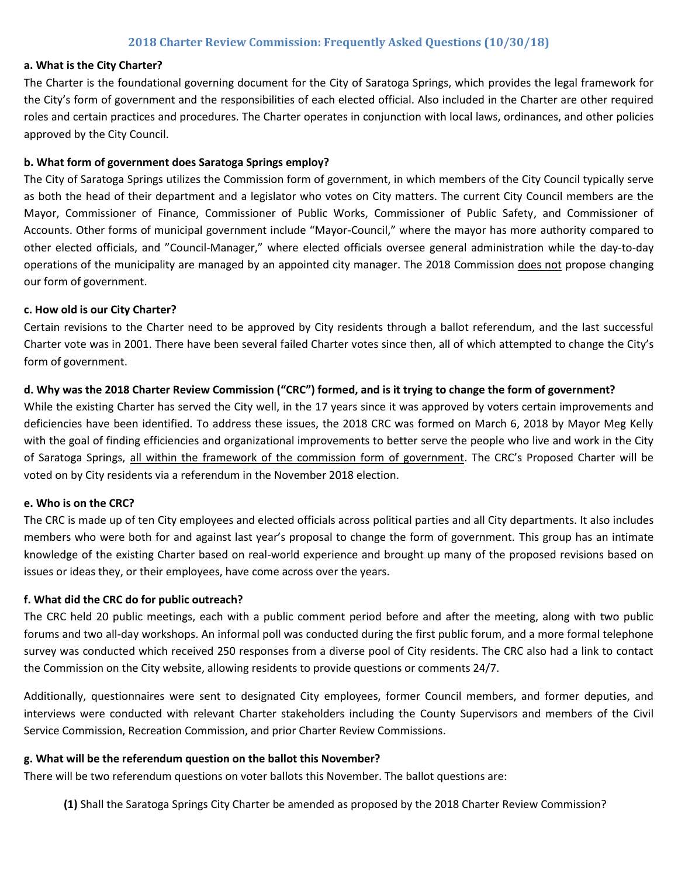# 2018 Charter Review Commission: Frequently Asked Questions (10/30/18)

**a. What is the City Charter?**

The Charter is the foundational governing document for the City of Saratoga Springs, which provides the legal framework for the City's form of government and the responsibilities of each elected official. Also included in the Charter are other required roles and certain practices and procedures. The Charter operates in conjunction with local laws, ordinances, and other policies approved by the City Council.

**b. What form of government does Saratoga Springs employ?**

The City of Saratoga Springs utilizes the Commission form of government, in which members of the City Council typically serve as both the head of their department and a legislator who votes on City matters. The current City Council members are the Mayor, Commissioner of Finance, Commissioner of Public Works, Commissioner of Public Safety, and Commissioner of Accounts. Other forms of municipal government include "Mayor-Council," where the mayor has more authority compared to other elected officials, and "Council-Manager," where elected officials oversee general administration while the day-to-day operations of the municipality are managed by an appointed city manager. The 2018 Commission <u>does not</u> propose changing our form of government.

**c. How old is our City Charter?**

Certain revisions to the Charter need to be approved by City residents through a ballot referendum, and the last successful Charter vote was in 2001. There have been several failed Charter votes since then, all of which attempted to change the City's form of government.

**d. Why was the 2018 Charter Review Commission ("CRC") formed, and is it trying to change the form of government?**

While the existing Charter has served the City well, in the 17 years since it was approved by voters certain improvements and deficiencies have been identified. To address these issues, the 2018 CRC was formed on March 6, 2018 by Mayor Meg Kelly with the goal of finding efficiencies and organizational improvements to better serve the people who live and work in the City of Saratoga Springs, <u>all within the framework of the commission form of government</u>. The CRC's Proposed Charter will be voted on by City residents via a referendum in the November 2018 election.

**e. Who is on the CRC?**

The CRC is made up of ten City employees and elected officials across political parties and all City departments. It also includes members who were both for and against last year's proposal to change the form of government. This group has an intimate knowledge of the existing Charter based on real-world experience and brought up many of the proposed revisions based on issues or ideas they, or their employees, have come across over the years.

**f. What did the CRC do for public outreach?**

The CRC held 20 public meetings, each with a public comment period before and after the meeting, along with two public forums and two all-day workshops. An informal poll was conducted during the first public forum, and a more formal telephone survey was conducted which received 250 responses from a diverse pool of City residents. The CRC also had a link to contact the Commission on the City website, allowing residents to provide questions or comments 24/7.

Additionally, questionnaires were sent to designated City employees, former Council members, and former deputies, and interviews were conducted with relevant Charter stakeholders including the County Supervisors and members of the Civil Service Commission, Recreation Commission, and prior Charter Review Commissions.

**g. What will be the referendum question on the ballot this November?**

There will be two referendum questions on voter ballots this November. The ballot questions are:

**(1)** Shall the Saratoga Springs City Charter be amended as proposed by the 2018 Charter Review Commission?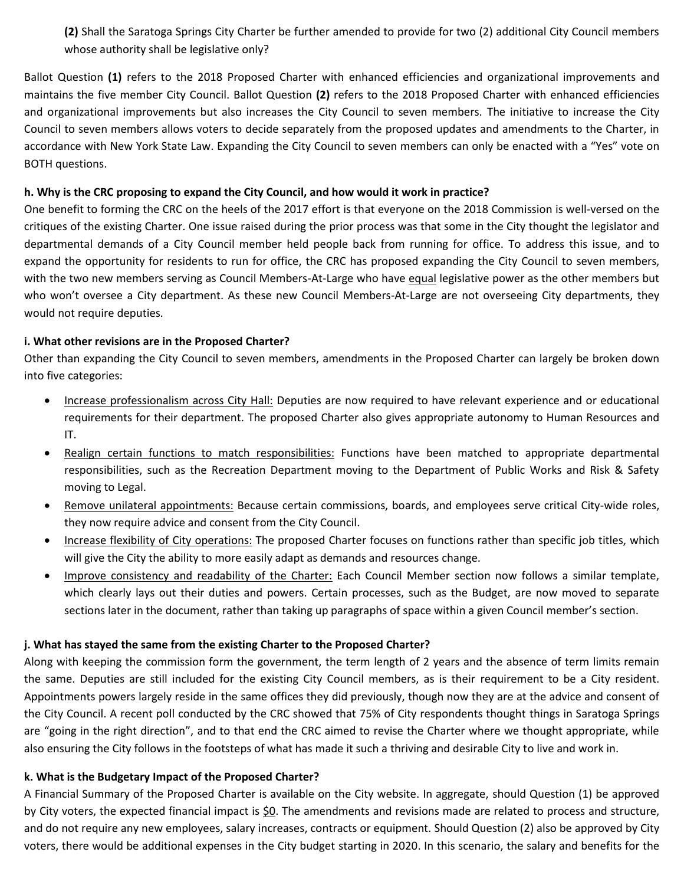**(2)** Shall the Saratoga Springs City Charter be further amended to provide for two (2) additional City Council members whose authority shall be legislative only?

Ballot Question **(1)** refers to the 2018 Proposed Charter with enhanced efficiencies and organizational improvements and maintains the five member City Council. Ballot Question **(2)** refers to the 2018 Proposed Charter with enhanced efficiencies and organizational improvements but also increases the City Council to seven members. The initiative to increase the City Council to seven members allows voters to decide separately from the proposed updates and amendments to the Charter, in accordance with New York State Law. Expanding the City Council to seven members can only be enacted with a "Yes" vote on BOTH questions.

**h. Why is the CRC proposing to expand the City Council, and how would it work in practice?**

One benefit to forming the CRC on the heels of the 2017 effort is that everyone on the 2018 Commission is well-versed on the critiques of the existing Charter. One issue raised during the prior process was that some in the City thought the legislator and departmental demands of a City Council member held people back from running for office. To address this issue, and to expand the opportunity for residents to run for office, the CRC has proposed expanding the City Council to seven members, with the two new members serving as Council Members-At-Large who have equal legislative power as the other members but who won't oversee a City department. As these new Council Members-At-Large are not overseeing City departments, they would not require deputies.

**i. What other revisions are in the Proposed Charter?**

Other than expanding the City Council to seven members, amendments in the Proposed Charter can largely be broken down into five categories:

- Increase professionalism across City Hall: Deputies are now required to have relevant experience and or educational requirements for their department. The proposed Charter also gives appropriate autonomy to Human Resources and IT.
- Realign certain functions to match responsibilities: Functions have been matched to appropriate departmental responsibilities, such as the Recreation Department moving to the Department of Public Works and Risk & Safety moving to Legal.
- Remove unilateral appointments: Because certain commissions, boards, and employees serve critical City-wide roles, they now require advice and consent from the City Council.
- Increase flexibility of City operations: The proposed Charter focuses on functions rather than specific job titles, which will give the City the ability to more easily adapt as demands and resources change.
- Improve consistency and readability of the Charter: Each Council Member section now follows a similar template, which clearly lays out their duties and powers. Certain processes, such as the Budget, are now moved to separate sections later in the document, rather than taking up paragraphs of space within a given Council member's section.

**j. What has stayed the same from the existing Charter to the Proposed Charter?**

Along with keeping the commission form the government, the term length of 2 years and the absence of term limits remain the same. Deputies are still included for the existing City Council members, as is their requirement to be a City resident. Appointments powers largely reside in the same offices they did previously, though now they are at the advice and consent of the City Council. A recent poll conducted by the CRC showed that 75% of City respondents thought things in Saratoga Springs are "going in the right direction", and to that end the CRC aimed to revise the Charter where we thought appropriate, while also ensuring the City follows in the footsteps of what has made it such a thriving and desirable City to live and work in.

**k. What is the Budgetary Impact of the Proposed Charter?**

A Financial Summary of the Proposed Charter is available on the City website. In aggregate, should Question (1) be approved by City voters, the expected financial impact is $0. The amendments and revisions made are related to process and structure, and do not require any new employees, salary increases, contracts or equipment. Should Question (2) also be approved by City voters, there would be additional expenses in the City budget starting in 2020. In this scenario, the salary and benefits for the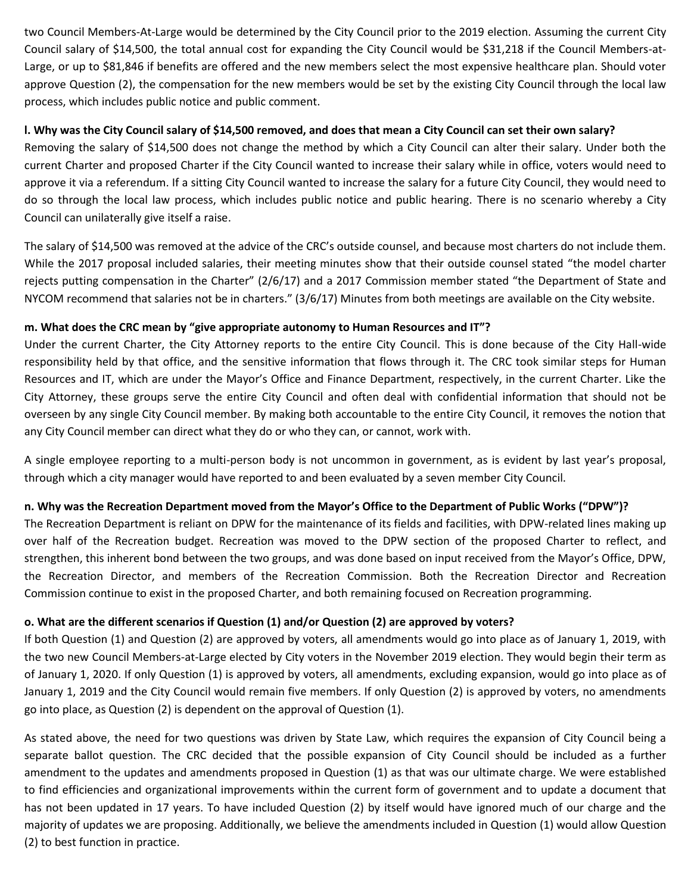two Council Members-At-Large would be determined by the City Council prior to the 2019 election. Assuming the current City Council salary of $14,500, the total annual cost for expanding the City Council would be $31,218 if the Council Members-at-Large, or up to $81,846 if benefits are offered and the new members select the most expensive healthcare plan. Should voter approve Question (2), the compensation for the new members would be set by the existing City Council through the local law process, which includes public notice and public comment.

**l. Why was the City Council salary of $14,500 removed, and does that mean a City Council can set their own salary?**

Removing the salary of $14,500 does not change the method by which a City Council can alter their salary. Under both the current Charter and proposed Charter if the City Council wanted to increase their salary while in office, voters would need to approve it via a referendum. If a sitting City Council wanted to increase the salary for a future City Council, they would need to do so through the local law process, which includes public notice and public hearing. There is no scenario whereby a City Council can unilaterally give itself a raise.

The salary of $14,500 was removed at the advice of the CRC's outside counsel, and because most charters do not include them. While the 2017 proposal included salaries, their meeting minutes show that their outside counsel stated "the model charter rejects putting compensation in the Charter" (2/6/17) and a 2017 Commission member stated "the Department of State and NYCOM recommend that salaries not be in charters." (3/6/17) Minutes from both meetings are available on the City website.

**m. What does the CRC mean by "give appropriate autonomy to Human Resources and IT"?**

Under the current Charter, the City Attorney reports to the entire City Council. This is done because of the City Hall-wide responsibility held by that office, and the sensitive information that flows through it. The CRC took similar steps for Human Resources and IT, which are under the Mayor's Office and Finance Department, respectively, in the current Charter. Like the City Attorney, these groups serve the entire City Council and often deal with confidential information that should not be overseen by any single City Council member. By making both accountable to the entire City Council, it removes the notion that any City Council member can direct what they do or who they can, or cannot, work with.

A single employee reporting to a multi-person body is not uncommon in government, as is evident by last year's proposal, through which a city manager would have reported to and been evaluated by a seven member City Council.

**n. Why was the Recreation Department moved from the Mayor's Office to the Department of Public Works ("DPW")?**

The Recreation Department is reliant on DPW for the maintenance of its fields and facilities, with DPW-related lines making up over half of the Recreation budget. Recreation was moved to the DPW section of the proposed Charter to reflect, and strengthen, this inherent bond between the two groups, and was done based on input received from the Mayor's Office, DPW, the Recreation Director, and members of the Recreation Commission. Both the Recreation Director and Recreation Commission continue to exist in the proposed Charter, and both remaining focused on Recreation programming.

**o. What are the different scenarios if Question (1) and/or Question (2) are approved by voters?**

If both Question (1) and Question (2) are approved by voters, all amendments would go into place as of January 1, 2019, with the two new Council Members-at-Large elected by City voters in the November 2019 election. They would begin their term as of January 1, 2020. If only Question (1) is approved by voters, all amendments, excluding expansion, would go into place as of January 1, 2019 and the City Council would remain five members. If only Question (2) is approved by voters, no amendments go into place, as Question (2) is dependent on the approval of Question (1).

As stated above, the need for two questions was driven by State Law, which requires the expansion of City Council being a separate ballot question. The CRC decided that the possible expansion of City Council should be included as a further amendment to the updates and amendments proposed in Question (1) as that was our ultimate charge. We were established to find efficiencies and organizational improvements within the current form of government and to update a document that has not been updated in 17 years. To have included Question (2) by itself would have ignored much of our charge and the majority of updates we are proposing. Additionally, we believe the amendments included in Question (1) would allow Question (2) to best function in practice.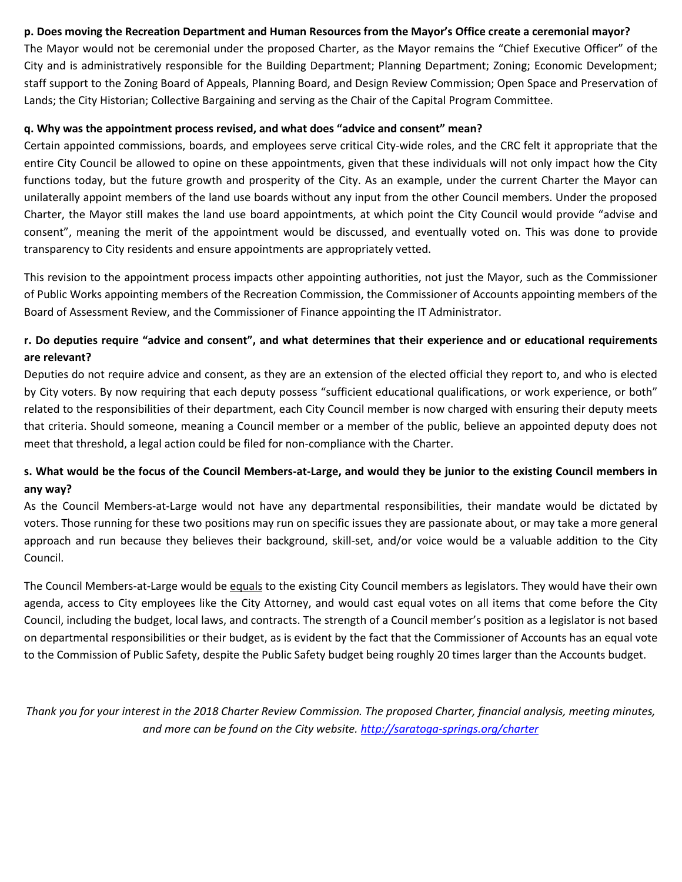**p. Does moving the Recreation Department and Human Resources from the Mayor's Office create a ceremonial mayor?**

The Mayor would not be ceremonial under the proposed Charter, as the Mayor remains the "Chief Executive Officer" of the City and is administratively responsible for the Building Department; Planning Department; Zoning; Economic Development; staff support to the Zoning Board of Appeals, Planning Board, and Design Review Commission; Open Space and Preservation of Lands; the City Historian; Collective Bargaining and serving as the Chair of the Capital Program Committee.

**q. Why was the appointment process revised, and what does "advice and consent" mean?**

Certain appointed commissions, boards, and employees serve critical City-wide roles, and the CRC felt it appropriate that the entire City Council be allowed to opine on these appointments, given that these individuals will not only impact how the City functions today, but the future growth and prosperity of the City. As an example, under the current Charter the Mayor can unilaterally appoint members of the land use boards without any input from the other Council members. Under the proposed Charter, the Mayor still makes the land use board appointments, at which point the City Council would provide "advise and consent", meaning the merit of the appointment would be discussed, and eventually voted on. This was done to provide transparency to City residents and ensure appointments are appropriately vetted.

This revision to the appointment process impacts other appointing authorities, not just the Mayor, such as the Commissioner of Public Works appointing members of the Recreation Commission, the Commissioner of Accounts appointing members of the Board of Assessment Review, and the Commissioner of Finance appointing the IT Administrator.

**r. Do deputies require "advice and consent", and what determines that their experience and or educational requirements are relevant?**

Deputies do not require advice and consent, as they are an extension of the elected official they report to, and who is elected by City voters. By now requiring that each deputy possess "sufficient educational qualifications, or work experience, or both" related to the responsibilities of their department, each City Council member is now charged with ensuring their deputy meets that criteria. Should someone, meaning a Council member or a member of the public, believe an appointed deputy does not meet that threshold, a legal action could be filed for non-compliance with the Charter.

**s. What would be the focus of the Council Members-at-Large, and would they be junior to the existing Council members in any way?**

As the Council Members-at-Large would not have any departmental responsibilities, their mandate would be dictated by voters. Those running for these two positions may run on specific issues they are passionate about, or may take a more general approach and run because they believes their background, skill-set, and/or voice would be a valuable addition to the City Council.

The Council Members-at-Large would be equals to the existing City Council members as legislators. They would have their own agenda, access to City employees like the City Attorney, and would cast equal votes on all items that come before the City Council, including the budget, local laws, and contracts. The strength of a Council member's position as a legislator is not based on departmental responsibilities or their budget, as is evident by the fact that the Commissioner of Accounts has an equal vote to the Commission of Public Safety, despite the Public Safety budget being roughly 20 times larger than the Accounts budget.

*Thank you for your interest in the 2018 Charter Review Commission. The proposed Charter, financial analysis, meeting minutes, and more can be found on the City website. [http://saratoga-springs.org/charter](http://saratoga-springs.org/charter)*